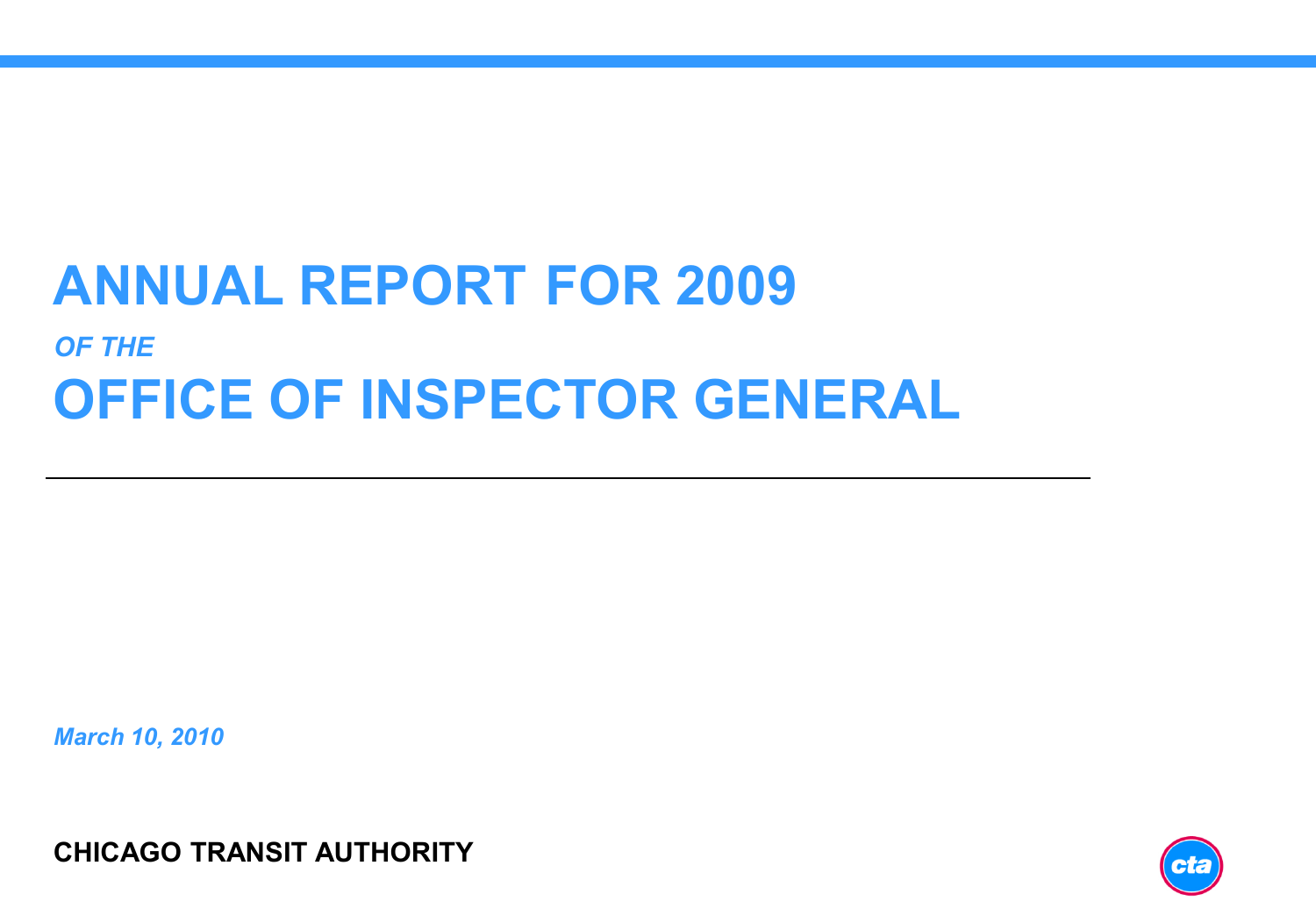# ANNUAL REPORT FOR 2009

*OF THE*

# OFFICE OF INSPECTOR GENERAL

---

*March 10, 2010*

**CHICAGO TRANSIT AUTHORITY**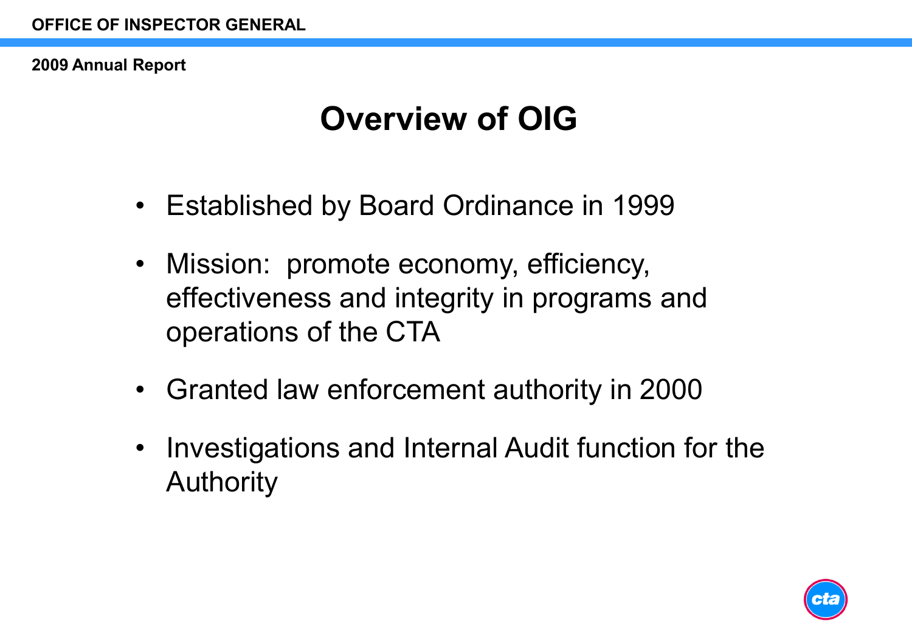# Overview of OIG

- Established by Board Ordinance in 1999
- Mission: promote economy, efficiency, effectiveness and integrity in programs and operations of the CTA
- Granted law enforcement authority in 2000
- Investigations and Internal Audit function for the Authority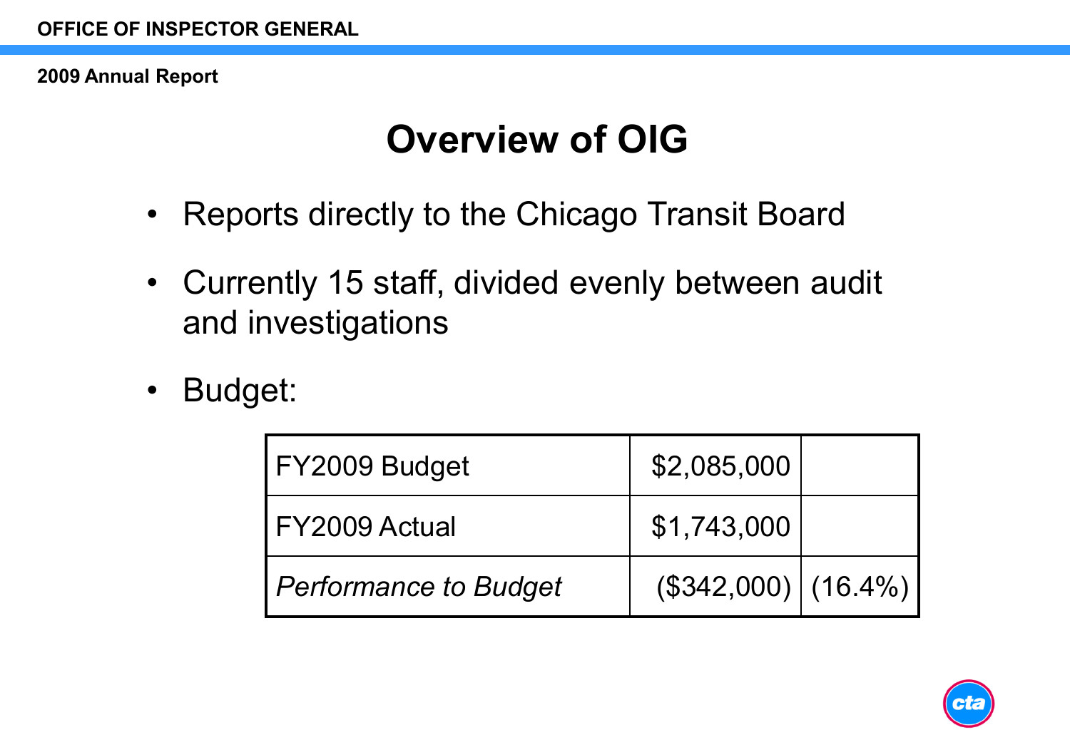# Overview of OIG

- Reports directly to the Chicago Transit Board
- Currently 15 staff, divided evenly between audit and investigations
- Budget:

| | | |
|---|---|---|
| FY2009 Budget | $2,085,000 | |
| FY2009 Actual | $1,743,000 | |
| *Performance to Budget* | ($342,000) | (16.4%) |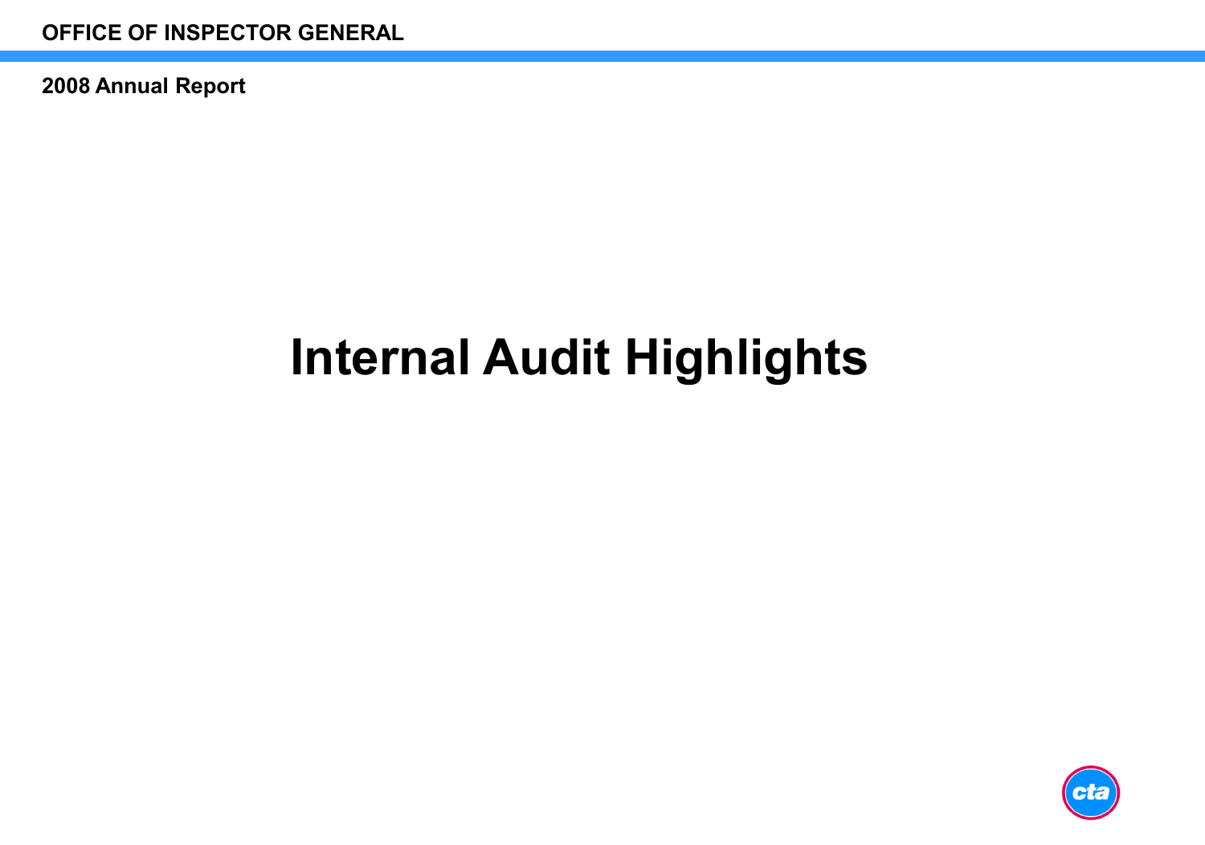# Internal Audit Highlights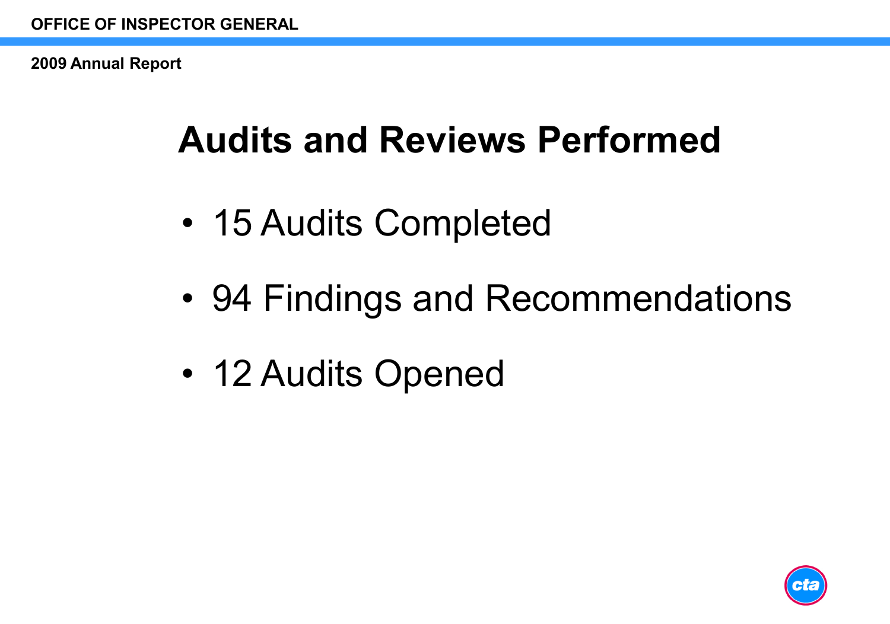# Audits and Reviews Performed

- 15 Audits Completed
- 94 Findings and Recommendations
- 12 Audits Opened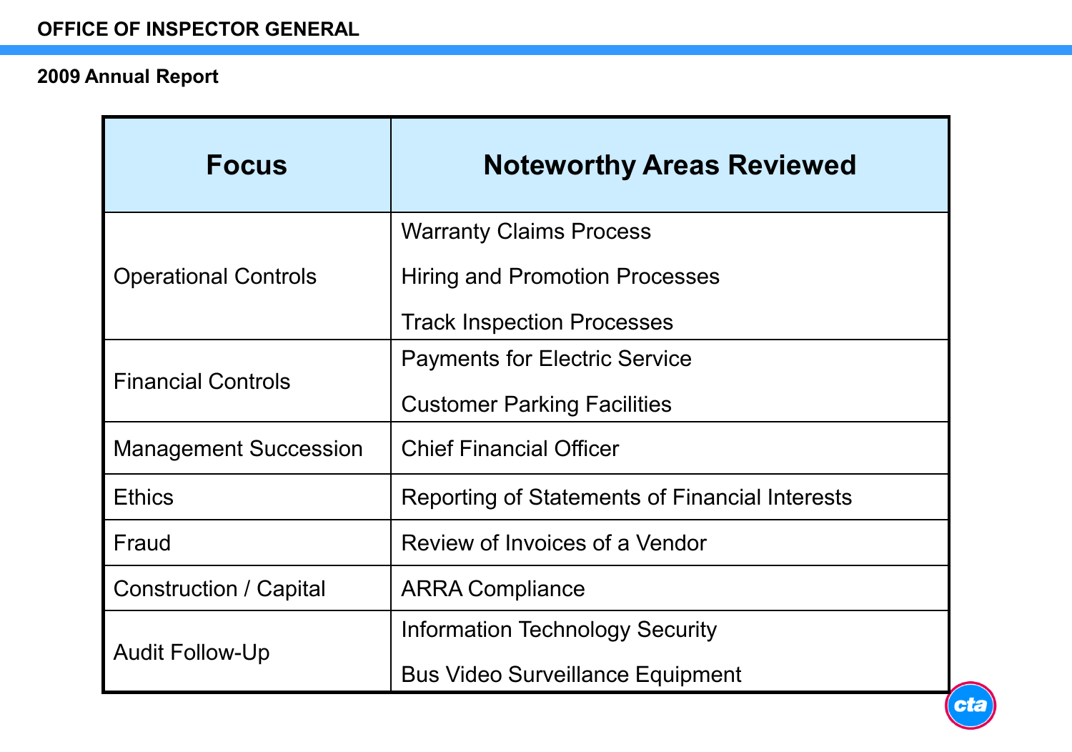| Focus | Noteworthy Areas Reviewed |
| --- | --- |
| Operational Controls | Warranty Claims Process |
| | Hiring and Promotion Processes |
| | Track Inspection Processes |
| Financial Controls | Payments for Electric Service |
| | Customer Parking Facilities |
| Management Succession | Chief Financial Officer |
| Ethics | Reporting of Statements of Financial Interests |
| Fraud | Review of Invoices of a Vendor |
| Construction / Capital | ARRA Compliance |
| Audit Follow-Up | Information Technology Security |
| | Bus Video Surveillance Equipment |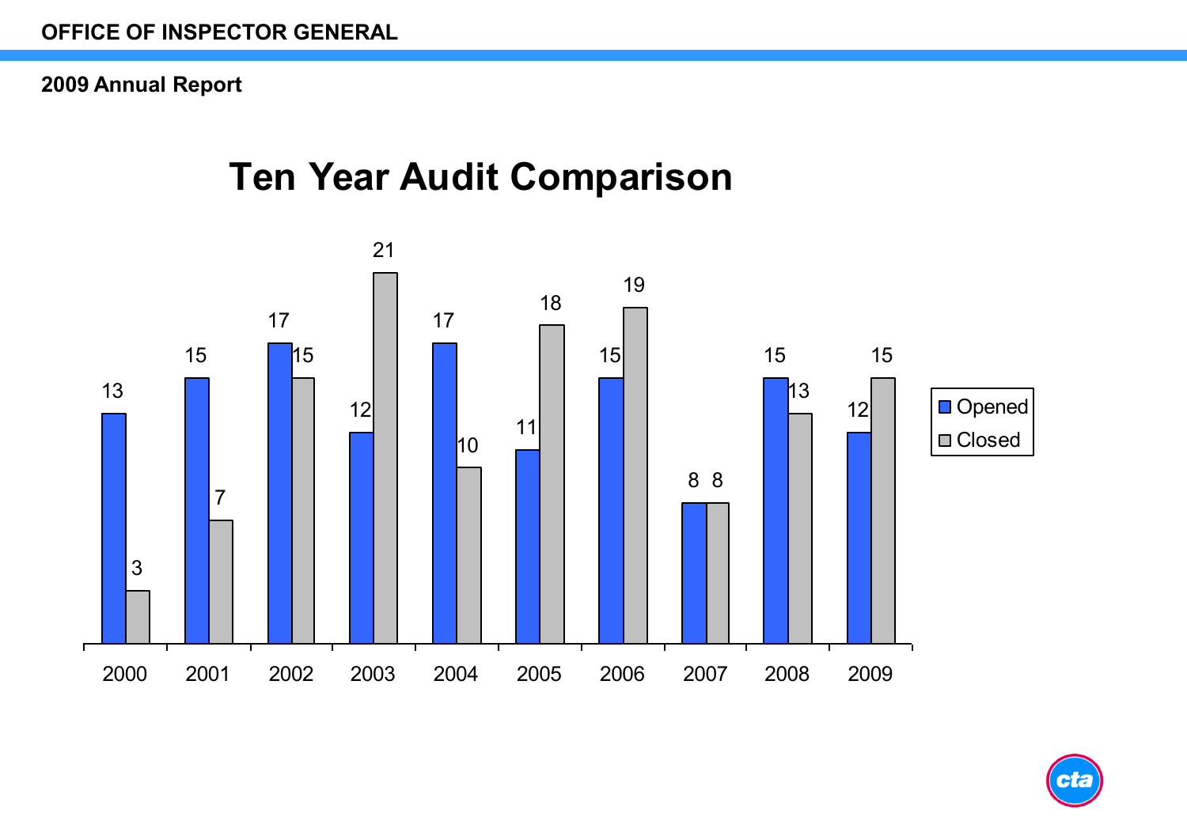# Ten Year Audit Comparison

| Year | Opened | Closed |
| --- | --- | --- |
| 2000 | 13 | 3 |
| 2001 | 15 | 7 |
| 2002 | 17 | 15 |
| 2003 | 12 | 21 |
| 2004 | 17 | 10 |
| 2005 | 11 | 18 |
| 2006 | 15 | 19 |
| 2007 | 8 | 8 |
| 2008 | 15 | 13 |
| 2009 | 12 | 15 |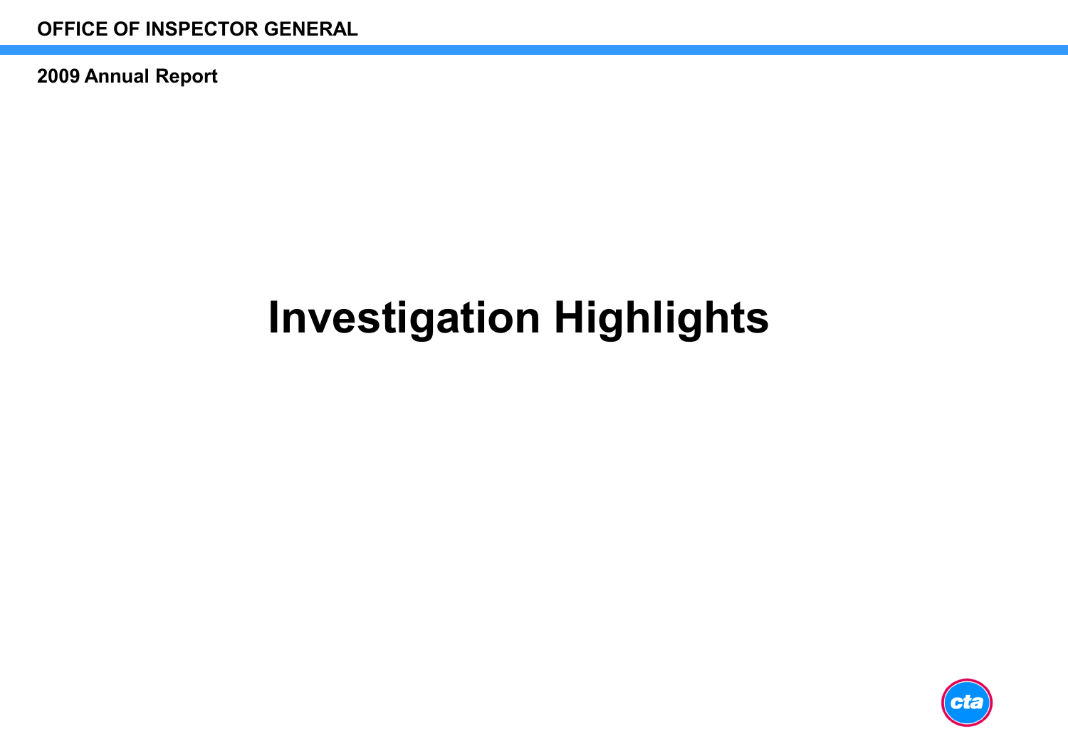# Investigation Highlights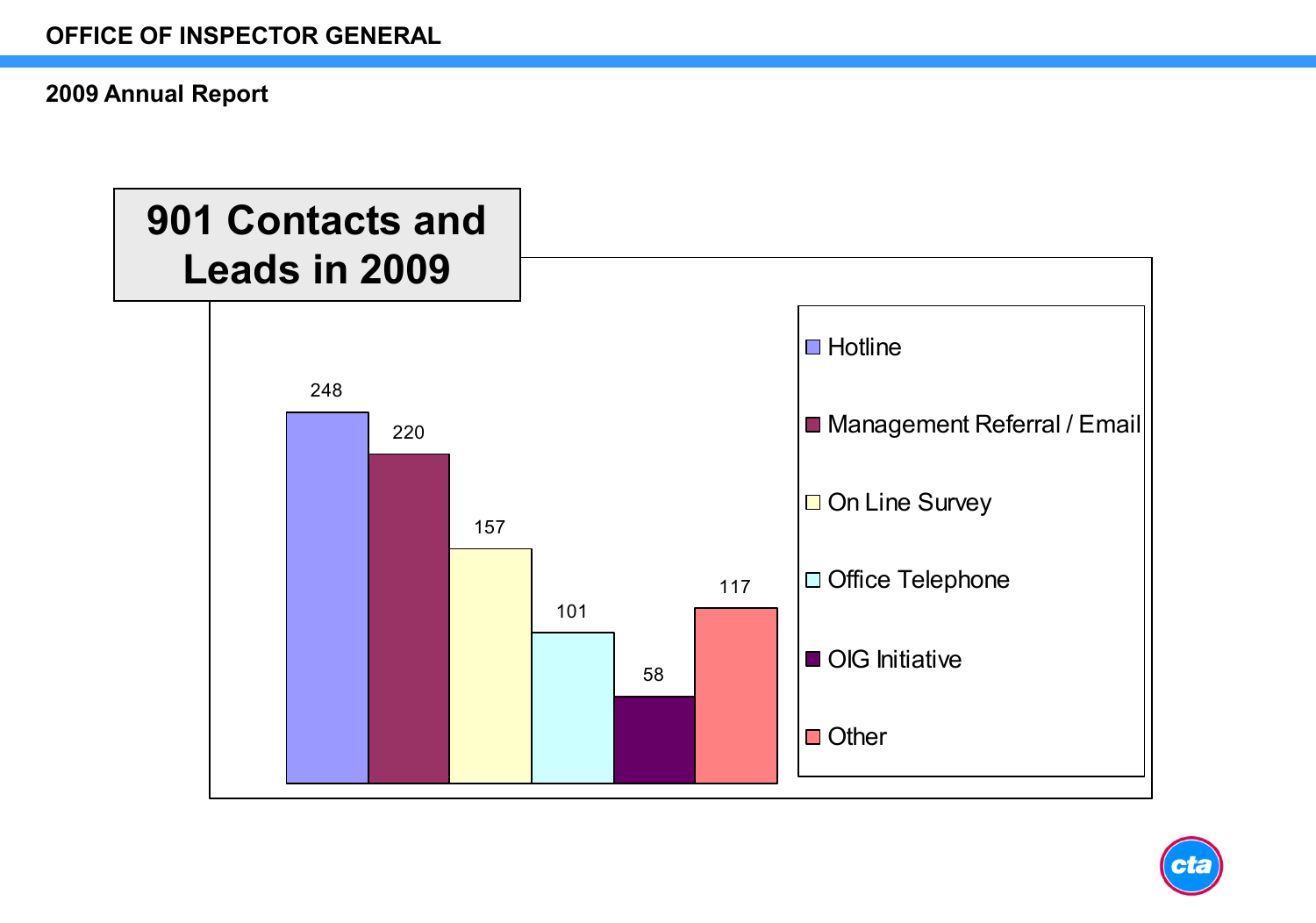## 2009 Annual Report

# 901 Contacts and Leads in 2009

| Source | Count |
|---|---|
| Hotline | 248 |
| Management Referral / Email | 220 |
| On Line Survey | 157 |
| Office Telephone | 101 |
| OIG Initiative | 58 |
| Other | 117 |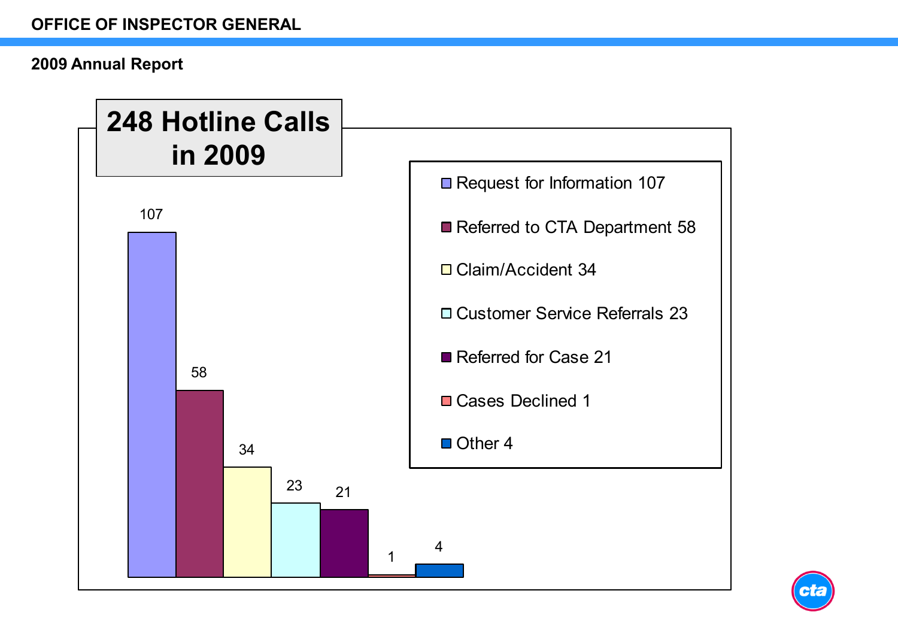# 248 Hotline Calls in 2009

| Category | Count |
|---|---|
| Request for Information | 107 |
| Referred to CTA Department | 58 |
| Claim/Accident | 34 |
| Customer Service Referrals | 23 |
| Referred for Case | 21 |
| Cases Declined | 1 |
| Other | 4 |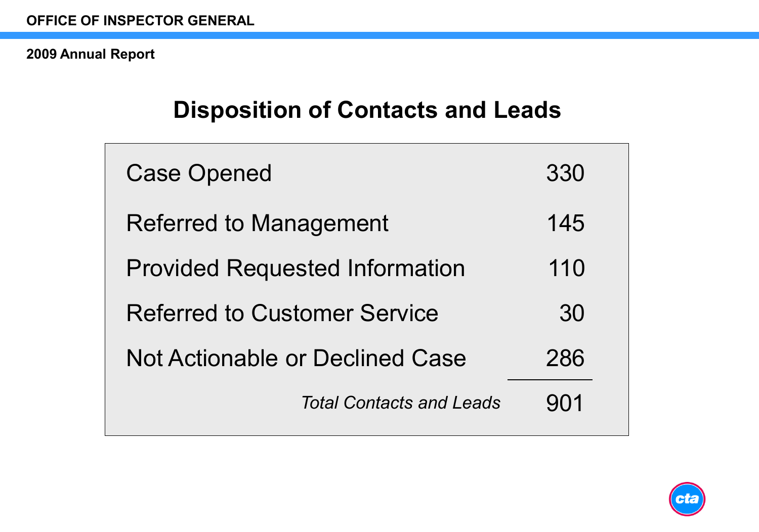# Disposition of Contacts and Leads

| Disposition | Count |
|---|---|
| Case Opened | 330 |
| Referred to Management | 145 |
| Provided Requested Information | 110 |
| Referred to Customer Service | 30 |
| Not Actionable or Declined Case | 286 |
| *Total Contacts and Leads* | 901 |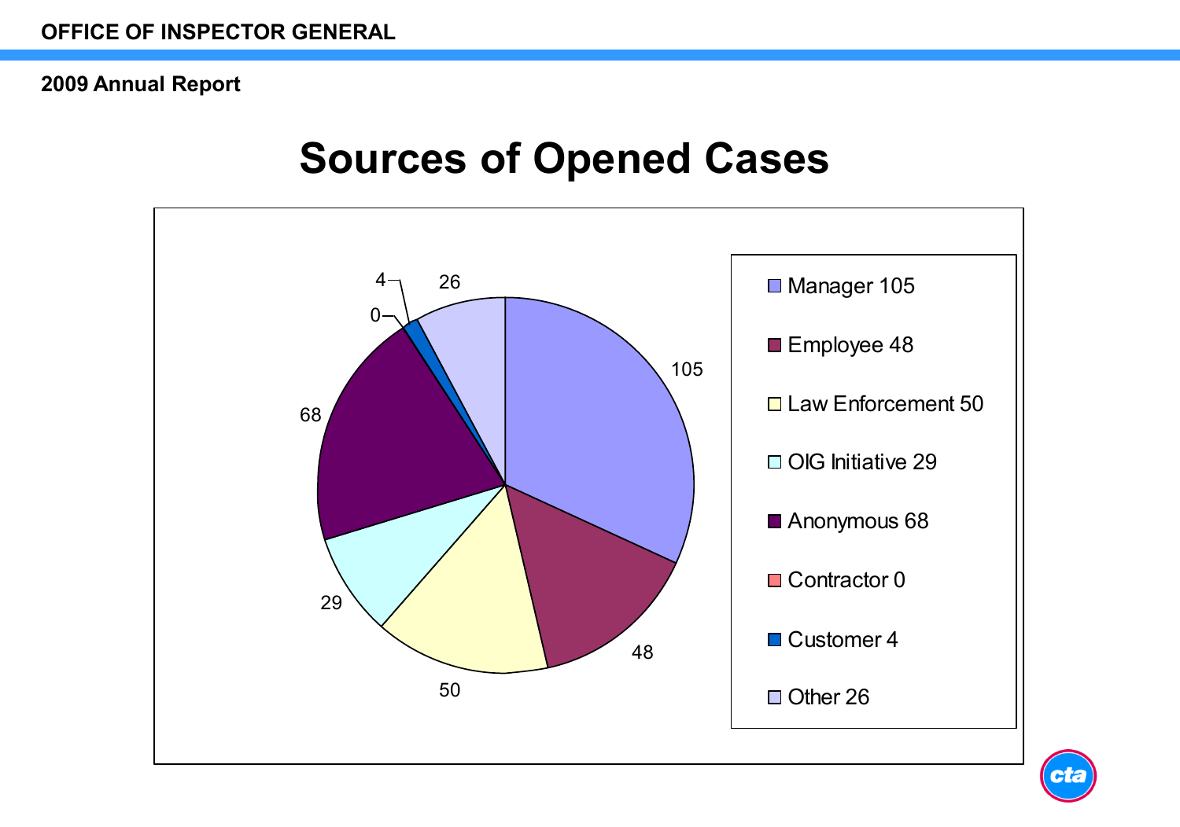# Sources of Opened Cases

| Source | Cases |
| --- | --- |
| Manager | 105 |
| Employee | 48 |
| Law Enforcement | 50 |
| OIG Initiative | 29 |
| Anonymous | 68 |
| Contractor | 0 |
| Customer | 4 |
| Other | 26 |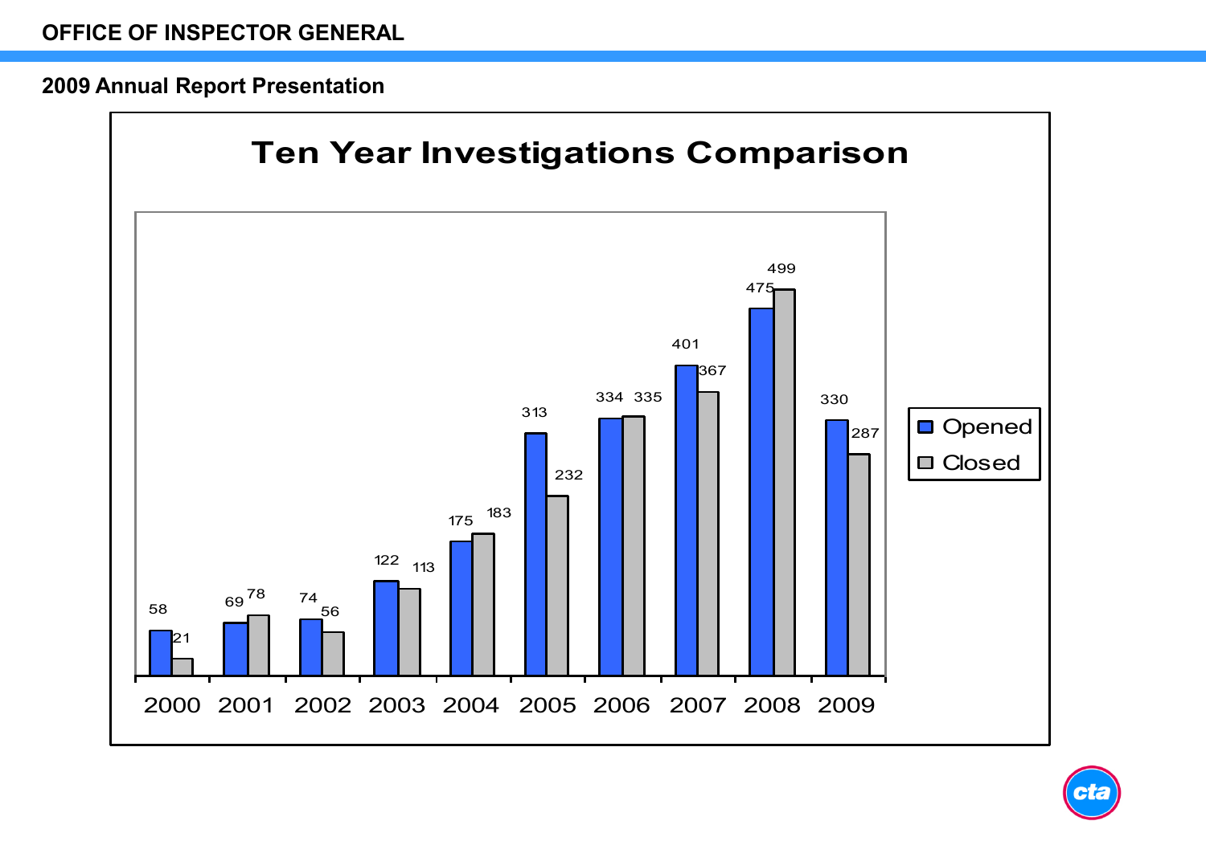**OFFICE OF INSPECTOR GENERAL**

**2009 Annual Report Presentation**

## Ten Year Investigations Comparison

| Year | Opened | Closed |
|---|---|---|
| 2000 | 58 | 21 |
| 2001 | 69 | 78 |
| 2002 | 74 | 56 |
| 2003 | 122 | 113 |
| 2004 | 175 | 183 |
| 2005 | 313 | 232 |
| 2006 | 334 | 335 |
| 2007 | 401 | 367 |
| 2008 | 475 | 499 |
| 2009 | 330 | 287 |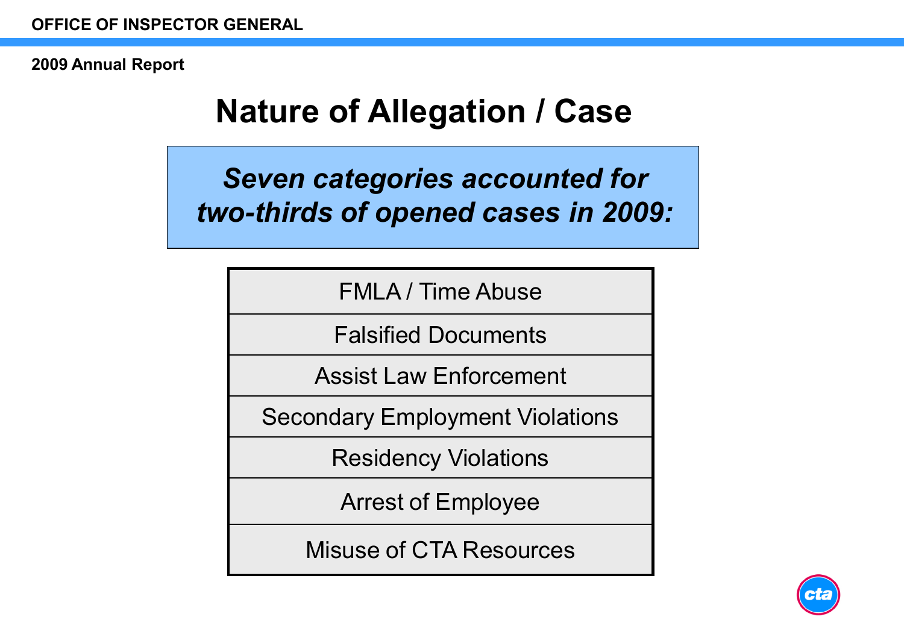# Nature of Allegation / Case

***Seven categories accounted for two-thirds of opened cases in 2009:***

| |
|---|
| FMLA / Time Abuse |
| Falsified Documents |
| Assist Law Enforcement |
| Secondary Employment Violations |
| Residency Violations |
| Arrest of Employee |
| Misuse of CTA Resources |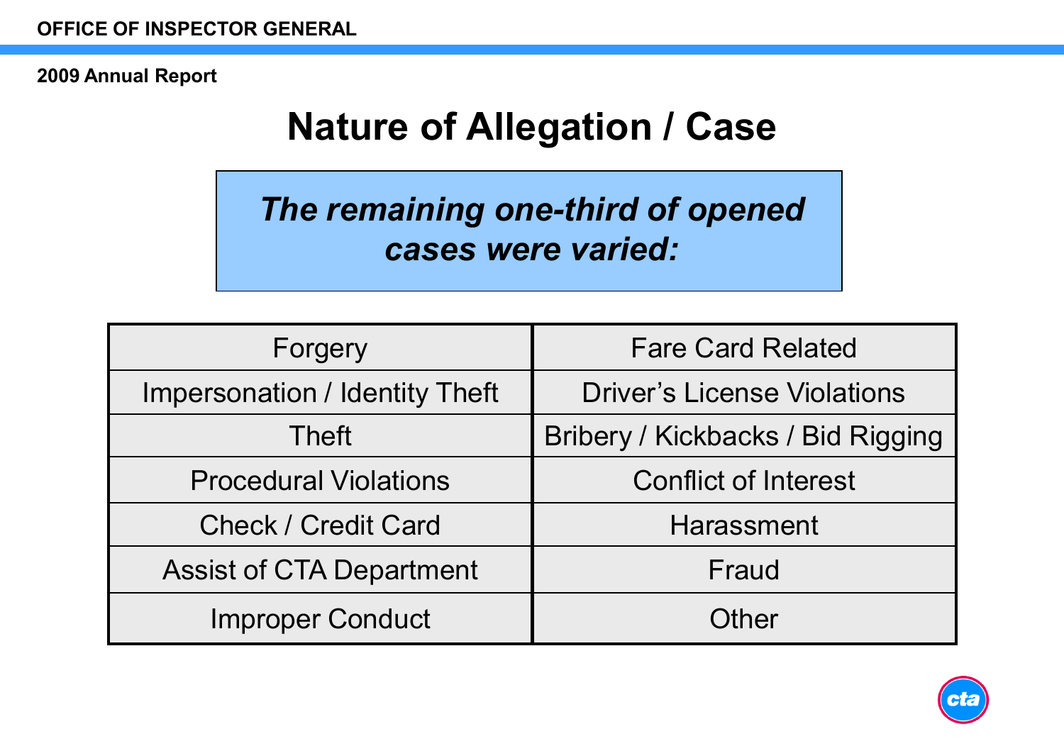# Nature of Allegation / Case

***The remaining one-third of opened cases were varied:***

| | |
|---|---|
| Forgery | Fare Card Related |
| Impersonation / Identity Theft | Driver's License Violations |
| Theft | Bribery / Kickbacks / Bid Rigging |
| Procedural Violations | Conflict of Interest |
| Check / Credit Card | Harassment |
| Assist of CTA Department | Fraud |
| Improper Conduct | Other |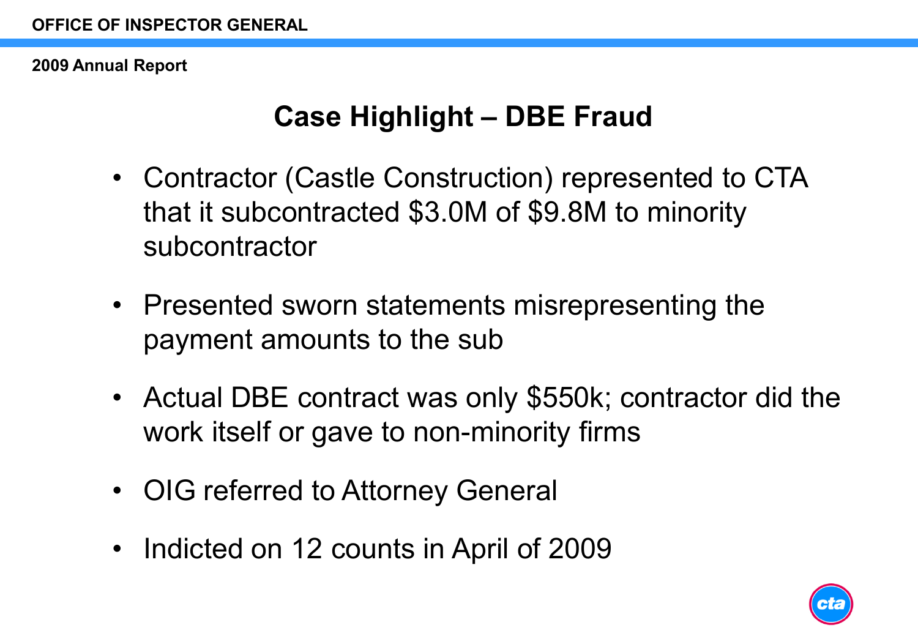# Case Highlight – DBE Fraud

- Contractor (Castle Construction) represented to CTA that it subcontracted $3.0M of $9.8M to minority subcontractor
- Presented sworn statements misrepresenting the payment amounts to the sub
- Actual DBE contract was only $550k; contractor did the work itself or gave to non-minority firms
- OIG referred to Attorney General
- Indicted on 12 counts in April of 2009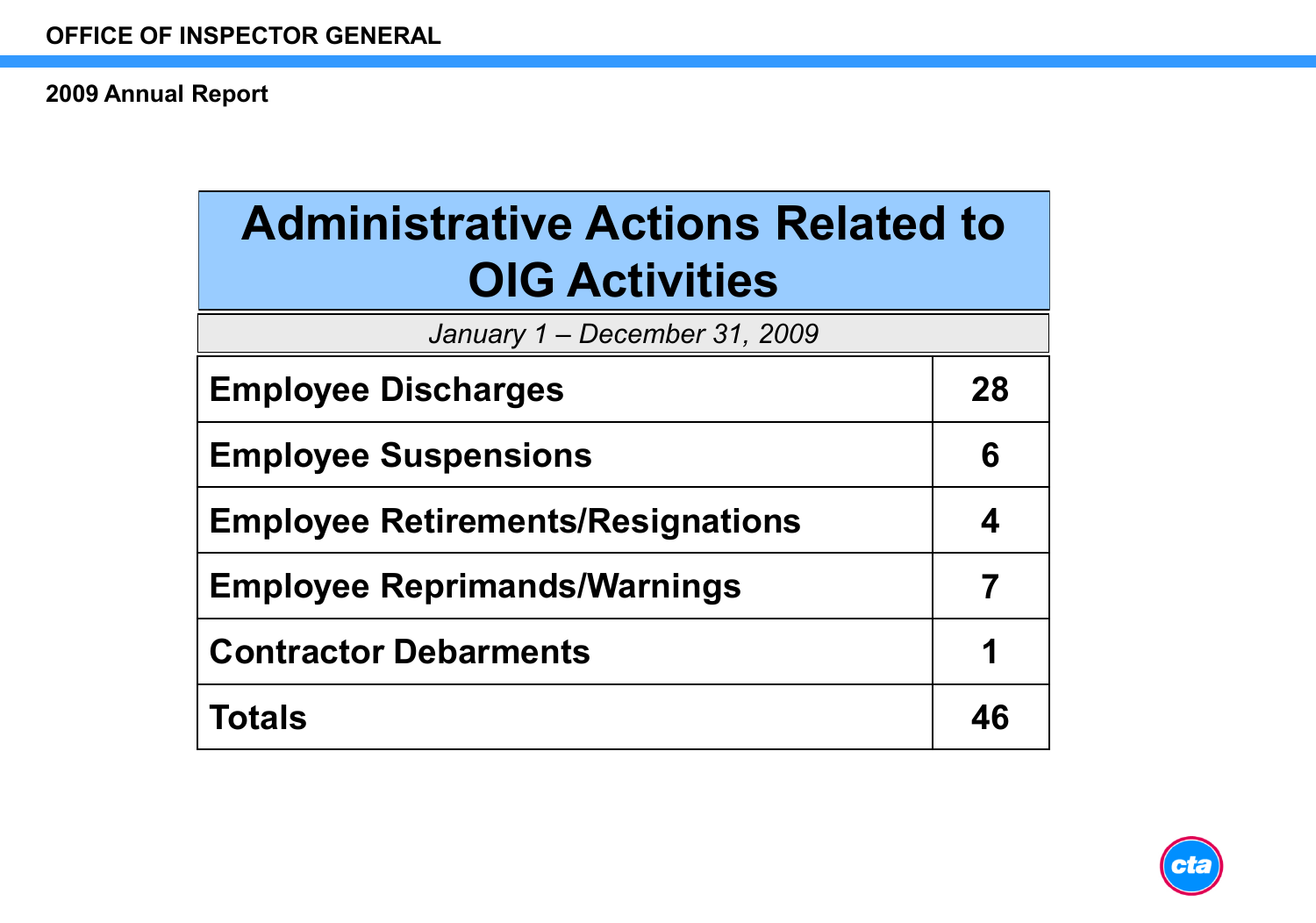## Administrative Actions Related to OIG Activities

*January 1 – December 31, 2009*

| | |
|---|---|
| **Employee Discharges** | **28** |
| **Employee Suspensions** | **6** |
| **Employee Retirements/Resignations** | **4** |
| **Employee Reprimands/Warnings** | **7** |
| **Contractor Debarments** | **1** |
| **Totals** | **46** |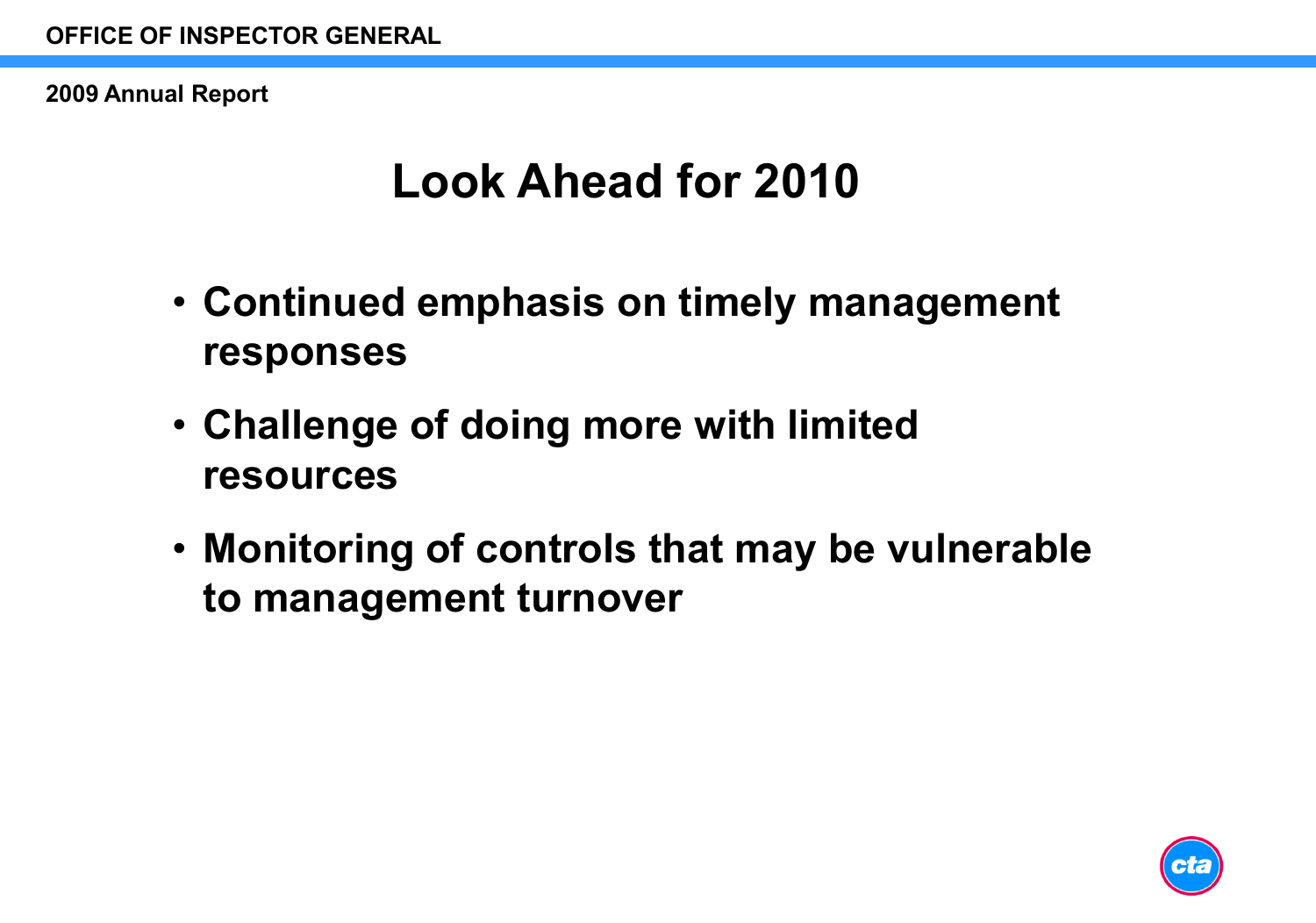# Look Ahead for 2010

- Continued emphasis on timely management responses
- Challenge of doing more with limited resources
- Monitoring of controls that may be vulnerable to management turnover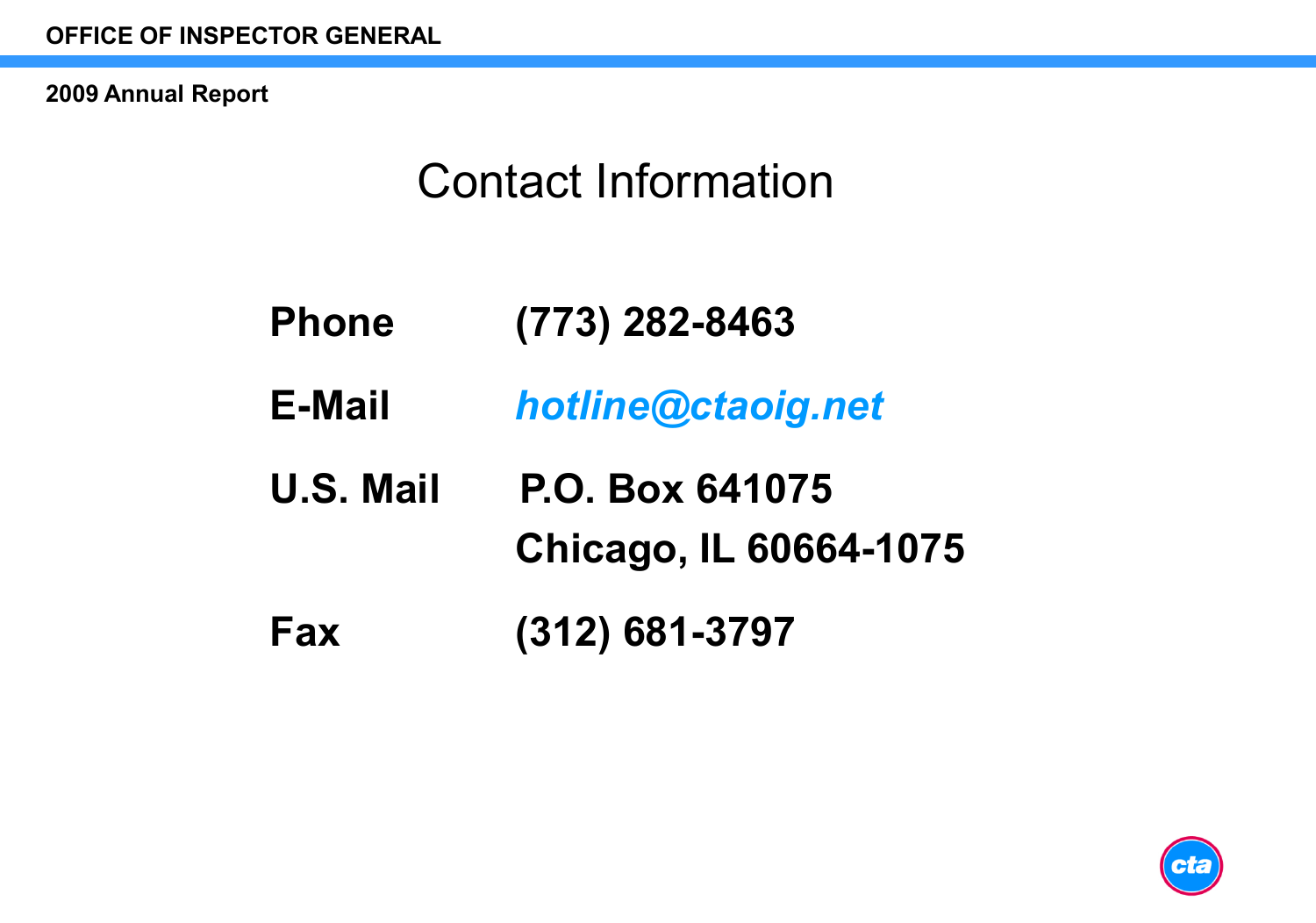# Contact Information

| | |
|---|---|
| **Phone** | **(773) 282-8463** |
| **E-Mail** | ***hotline@ctaoig.net*** |
| **U.S. Mail** | **P.O. Box 641075**<br>**Chicago, IL 60664-1075** |
| **Fax** | **(312) 681-3797** |